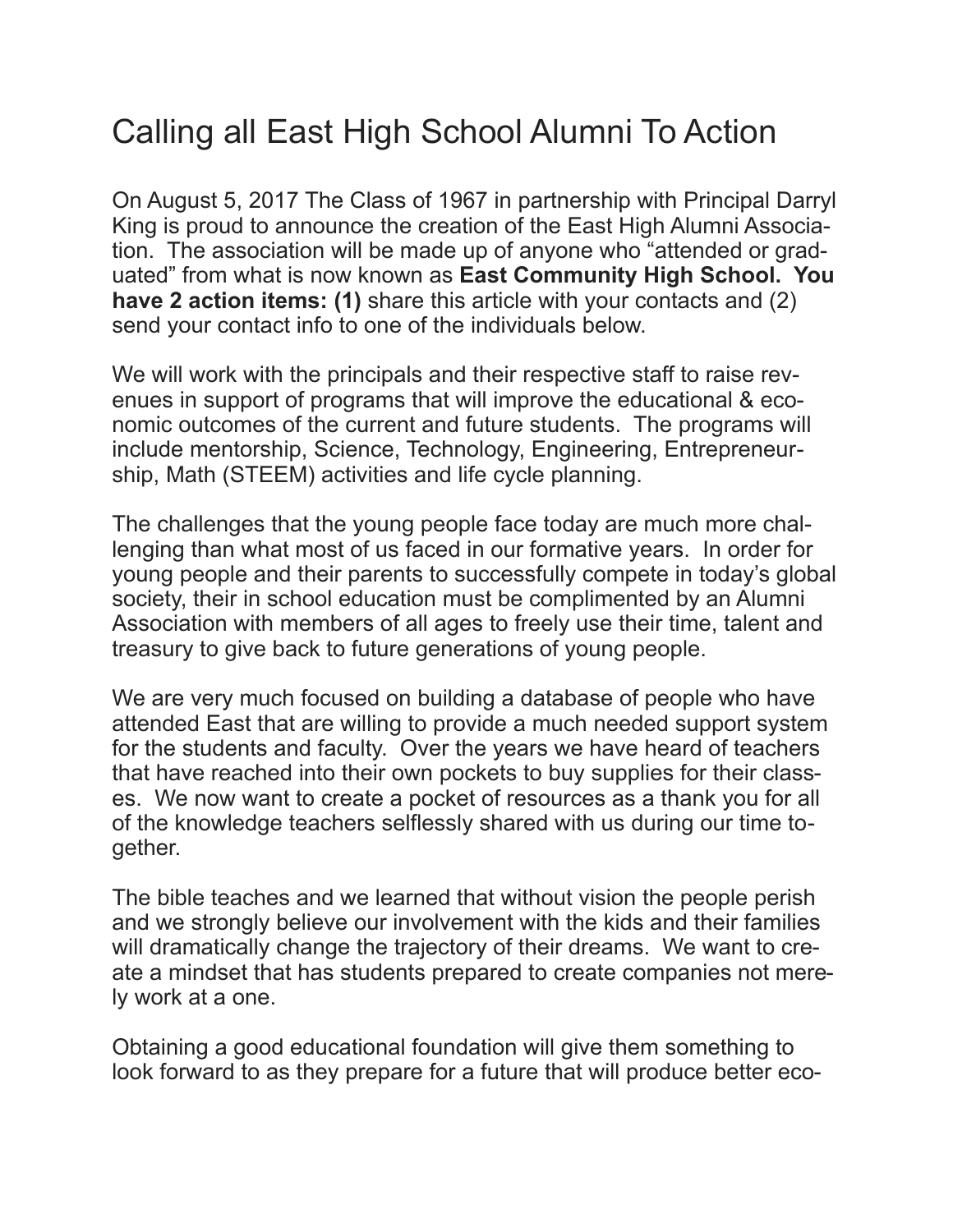# Calling all East High School Alumni To Action

On August 5, 2017 The Class of 1967 in partnership with Principal Darryl King is proud to announce the creation of the East High Alumni Association. The association will be made up of anyone who "attended or graduated" from what is now known as **East Community High School. You have 2 action items: (1)** share this article with your contacts and (2) send your contact info to one of the individuals below.

We will work with the principals and their respective staff to raise revenues in support of programs that will improve the educational & economic outcomes of the current and future students. The programs will include mentorship, Science, Technology, Engineering, Entrepreneurship, Math (STEEM) activities and life cycle planning.

The challenges that the young people face today are much more challenging than what most of us faced in our formative years. In order for young people and their parents to successfully compete in today's global society, their in school education must be complimented by an Alumni Association with members of all ages to freely use their time, talent and treasury to give back to future generations of young people.

We are very much focused on building a database of people who have attended East that are willing to provide a much needed support system for the students and faculty. Over the years we have heard of teachers that have reached into their own pockets to buy supplies for their classes. We now want to create a pocket of resources as a thank you for all of the knowledge teachers selflessly shared with us during our time together.

The bible teaches and we learned that without vision the people perish and we strongly believe our involvement with the kids and their families will dramatically change the trajectory of their dreams. We want to create a mindset that has students prepared to create companies not merely work at a one.

Obtaining a good educational foundation will give them something to look forward to as they prepare for a future that will produce better eco-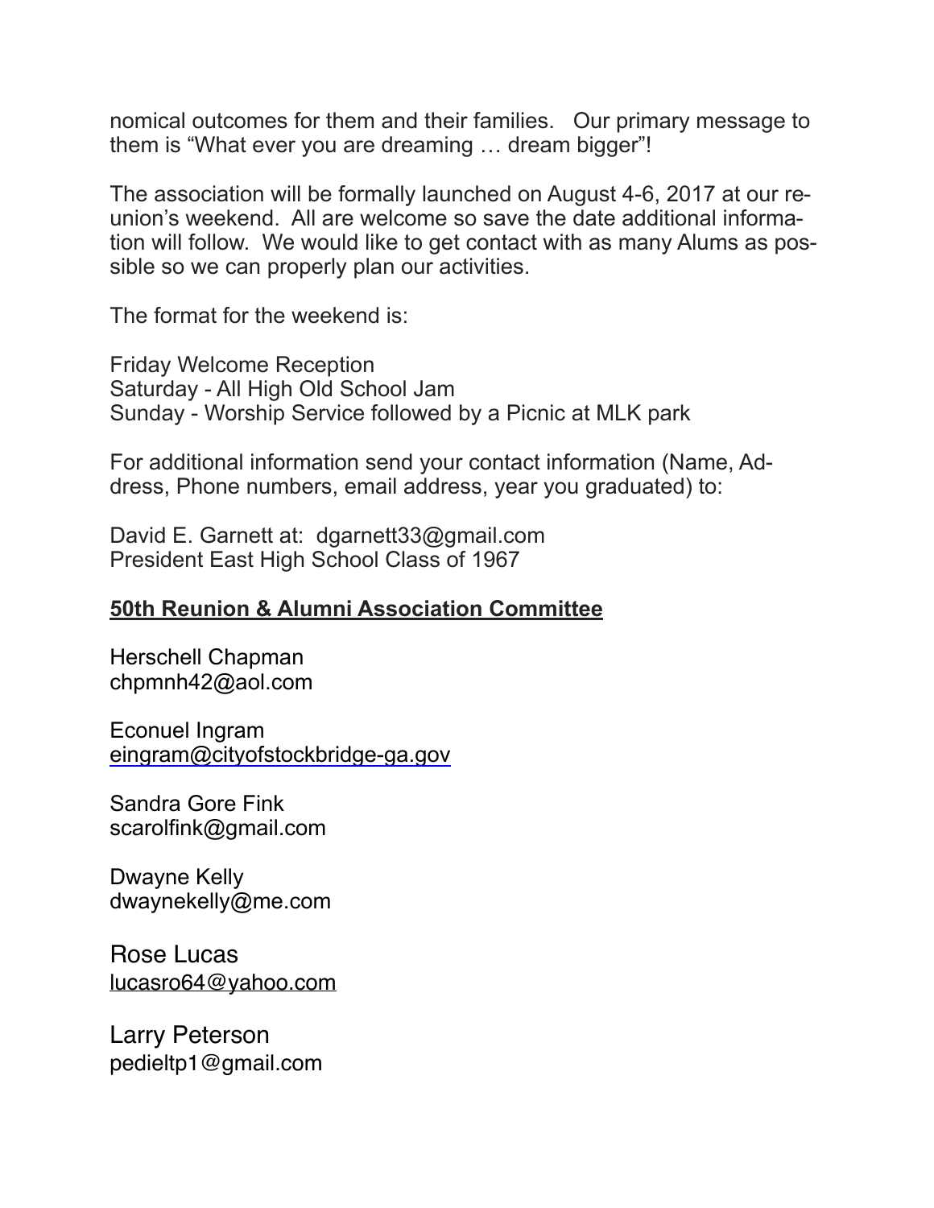nomical outcomes for them and their families. Our primary message to them is "What ever you are dreaming … dream bigger"!

The association will be formally launched on August 4-6, 2017 at our reunion's weekend. All are welcome so save the date additional information will follow. We would like to get contact with as many Alums as possible so we can properly plan our activities.

The format for the weekend is:

Friday Welcome Reception
Saturday - All High Old School Jam
Sunday - Worship Service followed by a Picnic at MLK park

For additional information send your contact information (Name, Address, Phone numbers, email address, year you graduated) to:

David E. Garnett at: dgarnett33@gmail.com
President East High School Class of 1967

**50th Reunion & Alumni Association Committee**

Herschell Chapman
chpmnh42@aol.com

Econuel Ingram
eingram@cityofstockbridge-ga.gov

Sandra Gore Fink
scarolfink@gmail.com

Dwayne Kelly
dwaynekelly@me.com

Rose Lucas
lucasro64@yahoo.com

Larry Peterson
pedieltp1@gmail.com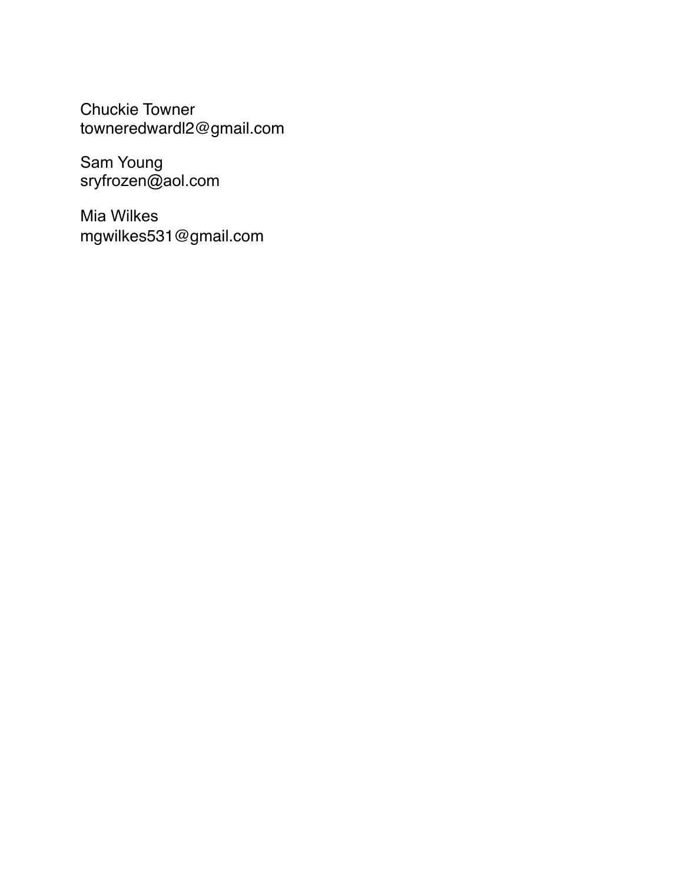Chuckie Towner
towneredwardl2@gmail.com

Sam Young
sryfrozen@aol.com

Mia Wilkes
mgwilkes531@gmail.com